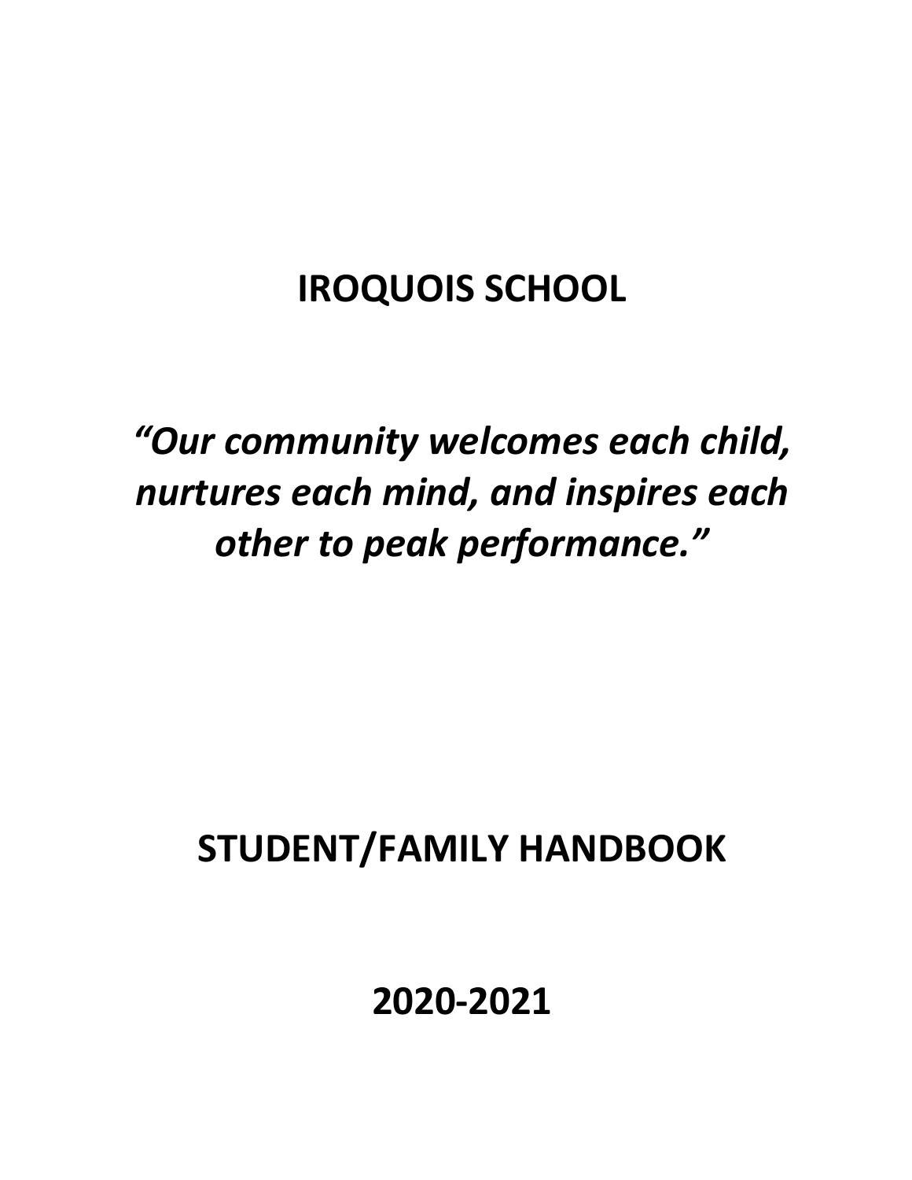# IROQUOIS SCHOOL

***"Our community welcomes each child, nurtures each mind, and inspires each other to peak performance."***

## STUDENT/FAMILY HANDBOOK

## 2020-2021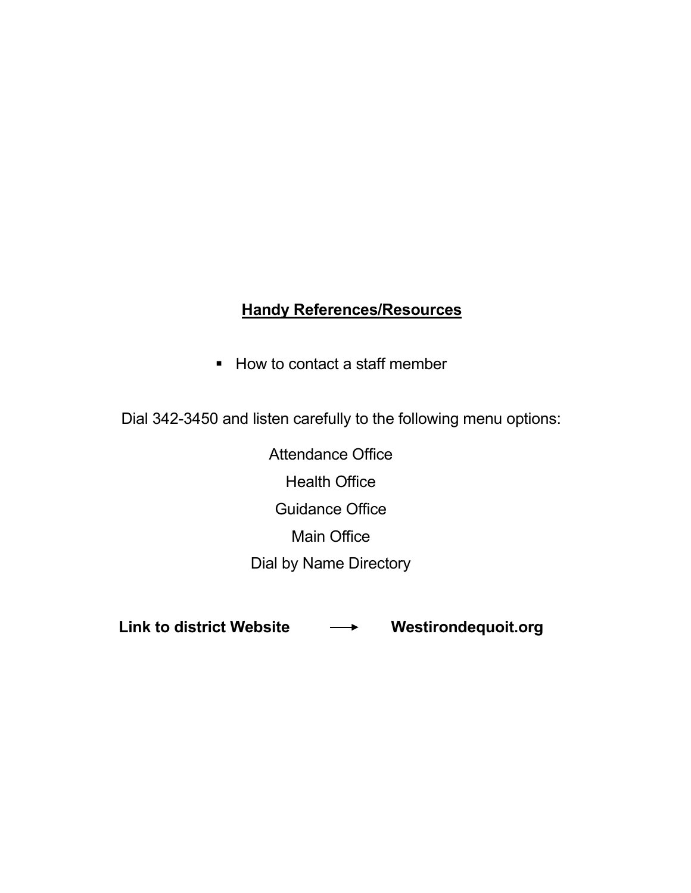## Handy References/Resources

- How to contact a staff member

Dial 342-3450 and listen carefully to the following menu options:

Attendance Office

Health Office

Guidance Office

Main Office

Dial by Name Directory

**Link to district Website** ⟶ **Westirondequoit.org**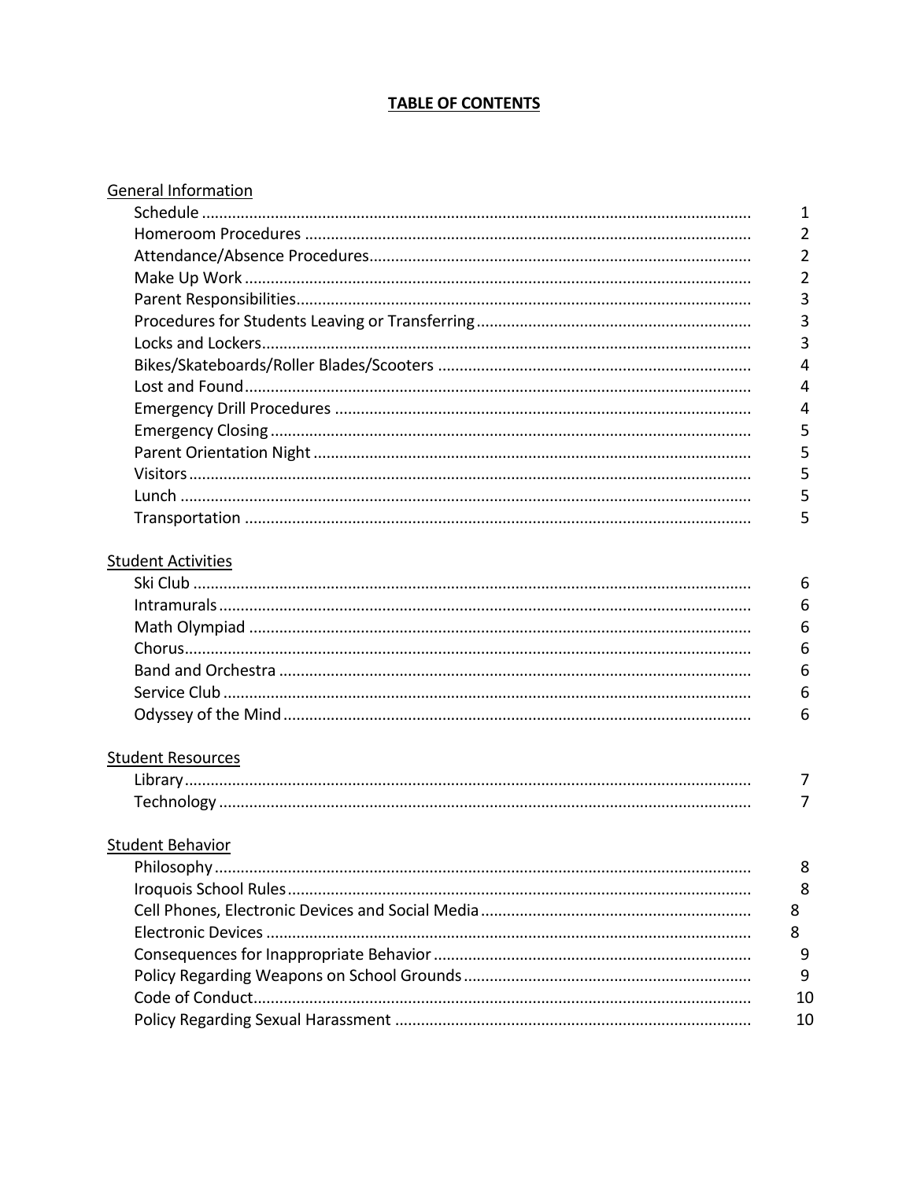# TABLE OF CONTENTS

| Section | Page |
| --- | --- |
| **General Information** | |
| Schedule | 1 |
| Homeroom Procedures | 2 |
| Attendance/Absence Procedures | 2 |
| Make Up Work | 2 |
| Parent Responsibilities | 3 |
| Procedures for Students Leaving or Transferring | 3 |
| Locks and Lockers | 3 |
| Bikes/Skateboards/Roller Blades/Scooters | 4 |
| Lost and Found | 4 |
| Emergency Drill Procedures | 4 |
| Emergency Closing | 5 |
| Parent Orientation Night | 5 |
| Visitors | 5 |
| Lunch | 5 |
| Transportation | 5 |
| **Student Activities** | |
| Ski Club | 6 |
| Intramurals | 6 |
| Math Olympiad | 6 |
| Chorus | 6 |
| Band and Orchestra | 6 |
| Service Club | 6 |
| Odyssey of the Mind | 6 |
| **Student Resources** | |
| Library | 7 |
| Technology | 7 |
| **Student Behavior** | |
| Philosophy | 8 |
| Iroquois School Rules | 8 |
| Cell Phones, Electronic Devices and Social Media | 8 |
| Electronic Devices | 8 |
| Consequences for Inappropriate Behavior | 9 |
| Policy Regarding Weapons on School Grounds | 9 |
| Code of Conduct | 10 |
| Policy Regarding Sexual Harassment | 10 |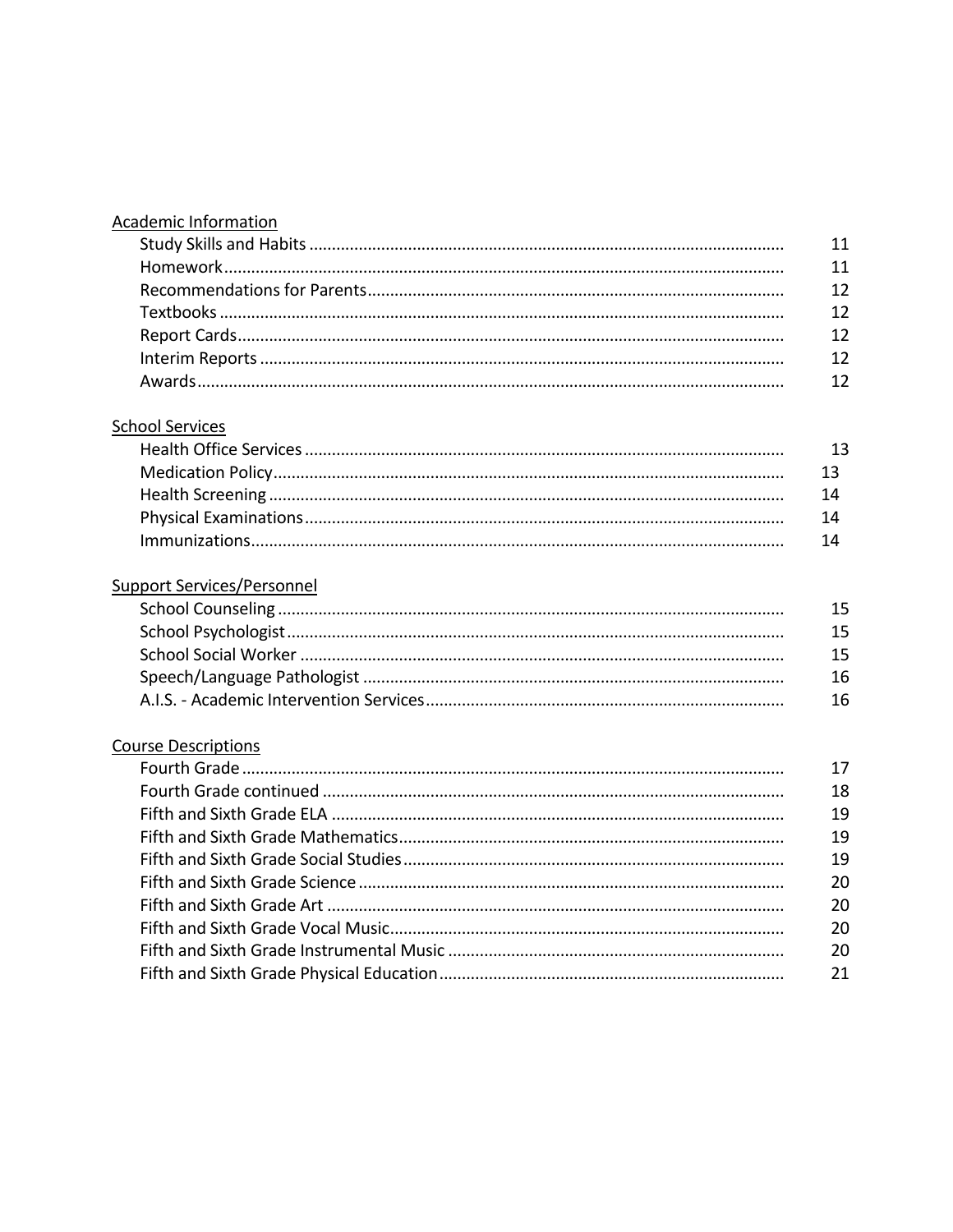Academic Information

| | |
|---|---|
| Study Skills and Habits | 11 |
| Homework | 11 |
| Recommendations for Parents | 12 |
| Textbooks | 12 |
| Report Cards | 12 |
| Interim Reports | 12 |
| Awards | 12 |

School Services

| | |
|---|---|
| Health Office Services | 13 |
| Medication Policy | 13 |
| Health Screening | 14 |
| Physical Examinations | 14 |
| Immunizations | 14 |

Support Services/Personnel

| | |
|---|---|
| School Counseling | 15 |
| School Psychologist | 15 |
| School Social Worker | 15 |
| Speech/Language Pathologist | 16 |
| A.I.S. - Academic Intervention Services | 16 |

Course Descriptions

| | |
|---|---|
| Fourth Grade | 17 |
| Fourth Grade continued | 18 |
| Fifth and Sixth Grade ELA | 19 |
| Fifth and Sixth Grade Mathematics | 19 |
| Fifth and Sixth Grade Social Studies | 19 |
| Fifth and Sixth Grade Science | 20 |
| Fifth and Sixth Grade Art | 20 |
| Fifth and Sixth Grade Vocal Music | 20 |
| Fifth and Sixth Grade Instrumental Music | 20 |
| Fifth and Sixth Grade Physical Education | 21 |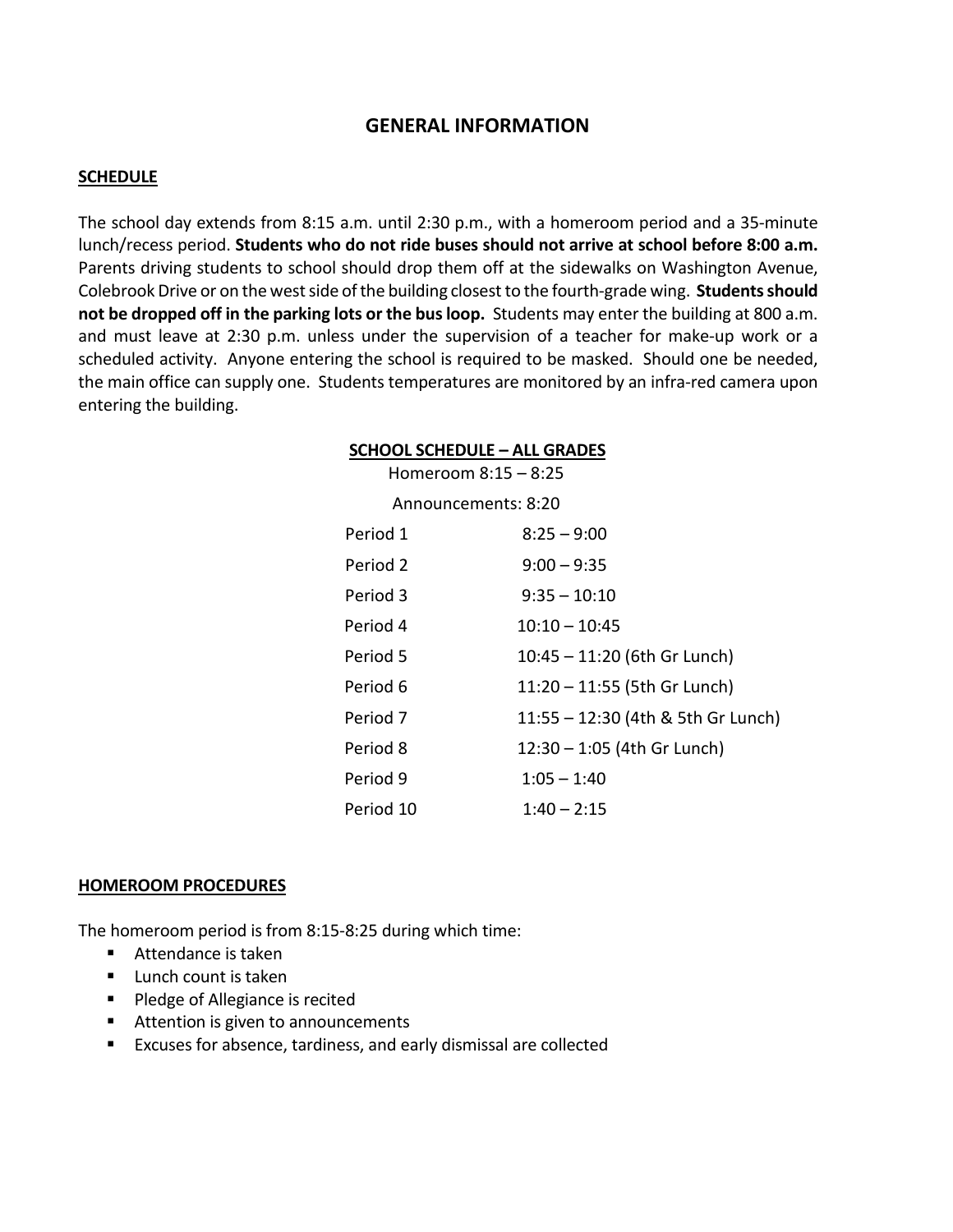# GENERAL INFORMATION

## SCHEDULE

The school day extends from 8:15 a.m. until 2:30 p.m., with a homeroom period and a 35-minute lunch/recess period. **Students who do not ride buses should not arrive at school before 8:00 a.m.** Parents driving students to school should drop them off at the sidewalks on Washington Avenue, Colebrook Drive or on the west side of the building closest to the fourth-grade wing. **Students should not be dropped off in the parking lots or the bus loop.** Students may enter the building at 800 a.m. and must leave at 2:30 p.m. unless under the supervision of a teacher for make-up work or a scheduled activity. Anyone entering the school is required to be masked. Should one be needed, the main office can supply one. Students temperatures are monitored by an infra-red camera upon entering the building.

### SCHOOL SCHEDULE – ALL GRADES

Homeroom 8:15 – 8:25

Announcements: 8:20

| Period | Time |
|---|---|
| Period 1 | 8:25 – 9:00 |
| Period 2 | 9:00 – 9:35 |
| Period 3 | 9:35 – 10:10 |
| Period 4 | 10:10 – 10:45 |
| Period 5 | 10:45 – 11:20 (6th Gr Lunch) |
| Period 6 | 11:20 – 11:55 (5th Gr Lunch) |
| Period 7 | 11:55 – 12:30 (4th & 5th Gr Lunch) |
| Period 8 | 12:30 – 1:05 (4th Gr Lunch) |
| Period 9 | 1:05 – 1:40 |
| Period 10 | 1:40 – 2:15 |

## HOMEROOM PROCEDURES

The homeroom period is from 8:15-8:25 during which time:

- Attendance is taken
- Lunch count is taken
- Pledge of Allegiance is recited
- Attention is given to announcements
- Excuses for absence, tardiness, and early dismissal are collected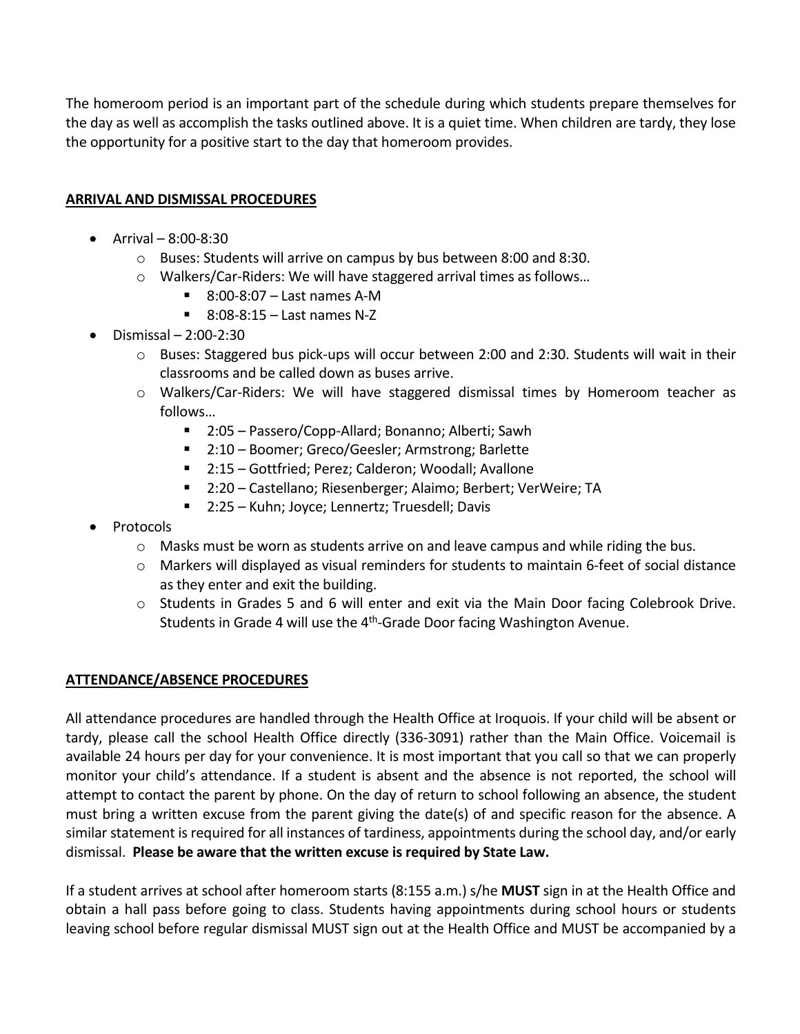The homeroom period is an important part of the schedule during which students prepare themselves for the day as well as accomplish the tasks outlined above. It is a quiet time. When children are tardy, they lose the opportunity for a positive start to the day that homeroom provides.

## ARRIVAL AND DISMISSAL PROCEDURES

- Arrival – 8:00-8:30
  - Buses: Students will arrive on campus by bus between 8:00 and 8:30.
  - Walkers/Car-Riders: We will have staggered arrival times as follows…
    - 8:00-8:07 – Last names A-M
    - 8:08-8:15 – Last names N-Z
- Dismissal – 2:00-2:30
  - Buses: Staggered bus pick-ups will occur between 2:00 and 2:30. Students will wait in their classrooms and be called down as buses arrive.
  - Walkers/Car-Riders: We will have staggered dismissal times by Homeroom teacher as follows…
    - 2:05 – Passero/Copp-Allard; Bonanno; Alberti; Sawh
    - 2:10 – Boomer; Greco/Geesler; Armstrong; Barlette
    - 2:15 – Gottfried; Perez; Calderon; Woodall; Avallone
    - 2:20 – Castellano; Riesenberger; Alaimo; Berbert; VerWeire; TA
    - 2:25 – Kuhn; Joyce; Lennertz; Truesdell; Davis
- Protocols
  - Masks must be worn as students arrive on and leave campus and while riding the bus.
  - Markers will displayed as visual reminders for students to maintain 6-feet of social distance as they enter and exit the building.
  - Students in Grades 5 and 6 will enter and exit via the Main Door facing Colebrook Drive. Students in Grade 4 will use the 4th-Grade Door facing Washington Avenue.

## ATTENDANCE/ABSENCE PROCEDURES

All attendance procedures are handled through the Health Office at Iroquois. If your child will be absent or tardy, please call the school Health Office directly (336-3091) rather than the Main Office. Voicemail is available 24 hours per day for your convenience. It is most important that you call so that we can properly monitor your child's attendance. If a student is absent and the absence is not reported, the school will attempt to contact the parent by phone. On the day of return to school following an absence, the student must bring a written excuse from the parent giving the date(s) of and specific reason for the absence. A similar statement is required for all instances of tardiness, appointments during the school day, and/or early dismissal. **Please be aware that the written excuse is required by State Law.**

If a student arrives at school after homeroom starts (8:155 a.m.) s/he **MUST** sign in at the Health Office and obtain a hall pass before going to class. Students having appointments during school hours or students leaving school before regular dismissal MUST sign out at the Health Office and MUST be accompanied by a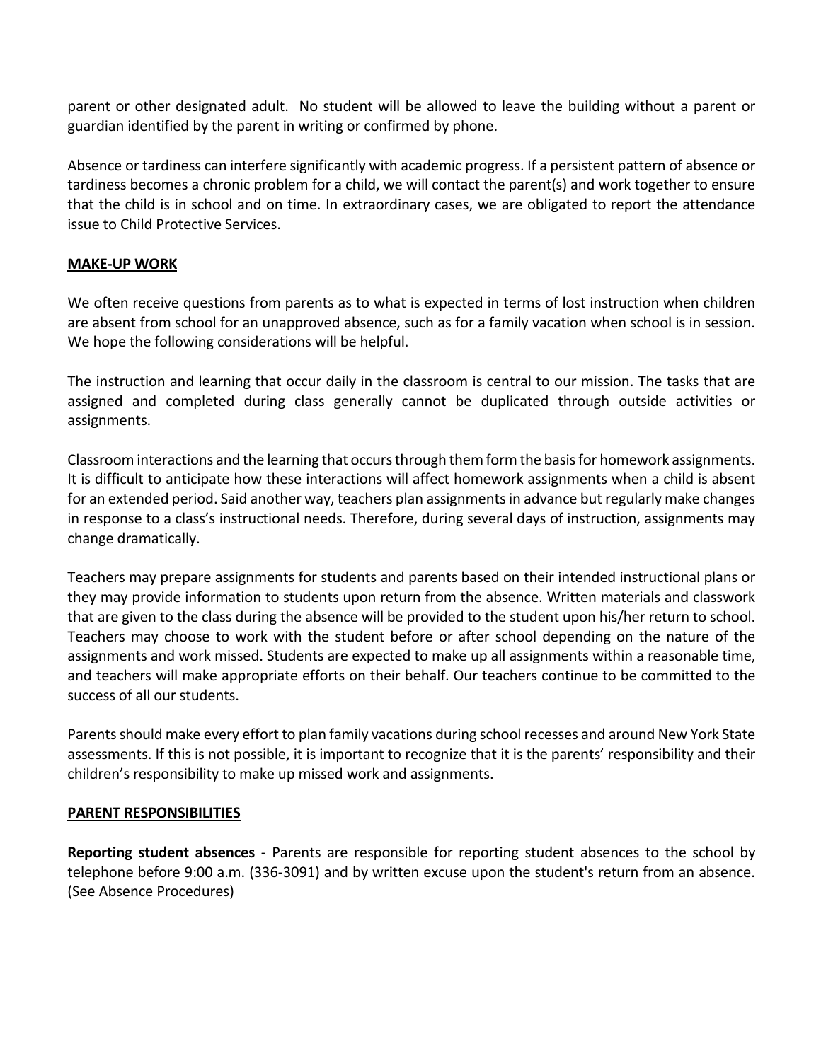parent or other designated adult. No student will be allowed to leave the building without a parent or guardian identified by the parent in writing or confirmed by phone.

Absence or tardiness can interfere significantly with academic progress. If a persistent pattern of absence or tardiness becomes a chronic problem for a child, we will contact the parent(s) and work together to ensure that the child is in school and on time. In extraordinary cases, we are obligated to report the attendance issue to Child Protective Services.

## MAKE-UP WORK

We often receive questions from parents as to what is expected in terms of lost instruction when children are absent from school for an unapproved absence, such as for a family vacation when school is in session. We hope the following considerations will be helpful.

The instruction and learning that occur daily in the classroom is central to our mission. The tasks that are assigned and completed during class generally cannot be duplicated through outside activities or assignments.

Classroom interactions and the learning that occurs through them form the basis for homework assignments. It is difficult to anticipate how these interactions will affect homework assignments when a child is absent for an extended period. Said another way, teachers plan assignments in advance but regularly make changes in response to a class's instructional needs. Therefore, during several days of instruction, assignments may change dramatically.

Teachers may prepare assignments for students and parents based on their intended instructional plans or they may provide information to students upon return from the absence. Written materials and classwork that are given to the class during the absence will be provided to the student upon his/her return to school. Teachers may choose to work with the student before or after school depending on the nature of the assignments and work missed. Students are expected to make up all assignments within a reasonable time, and teachers will make appropriate efforts on their behalf. Our teachers continue to be committed to the success of all our students.

Parents should make every effort to plan family vacations during school recesses and around New York State assessments. If this is not possible, it is important to recognize that it is the parents' responsibility and their children's responsibility to make up missed work and assignments.

## PARENT RESPONSIBILITIES

**Reporting student absences** - Parents are responsible for reporting student absences to the school by telephone before 9:00 a.m. (336-3091) and by written excuse upon the student's return from an absence. (See Absence Procedures)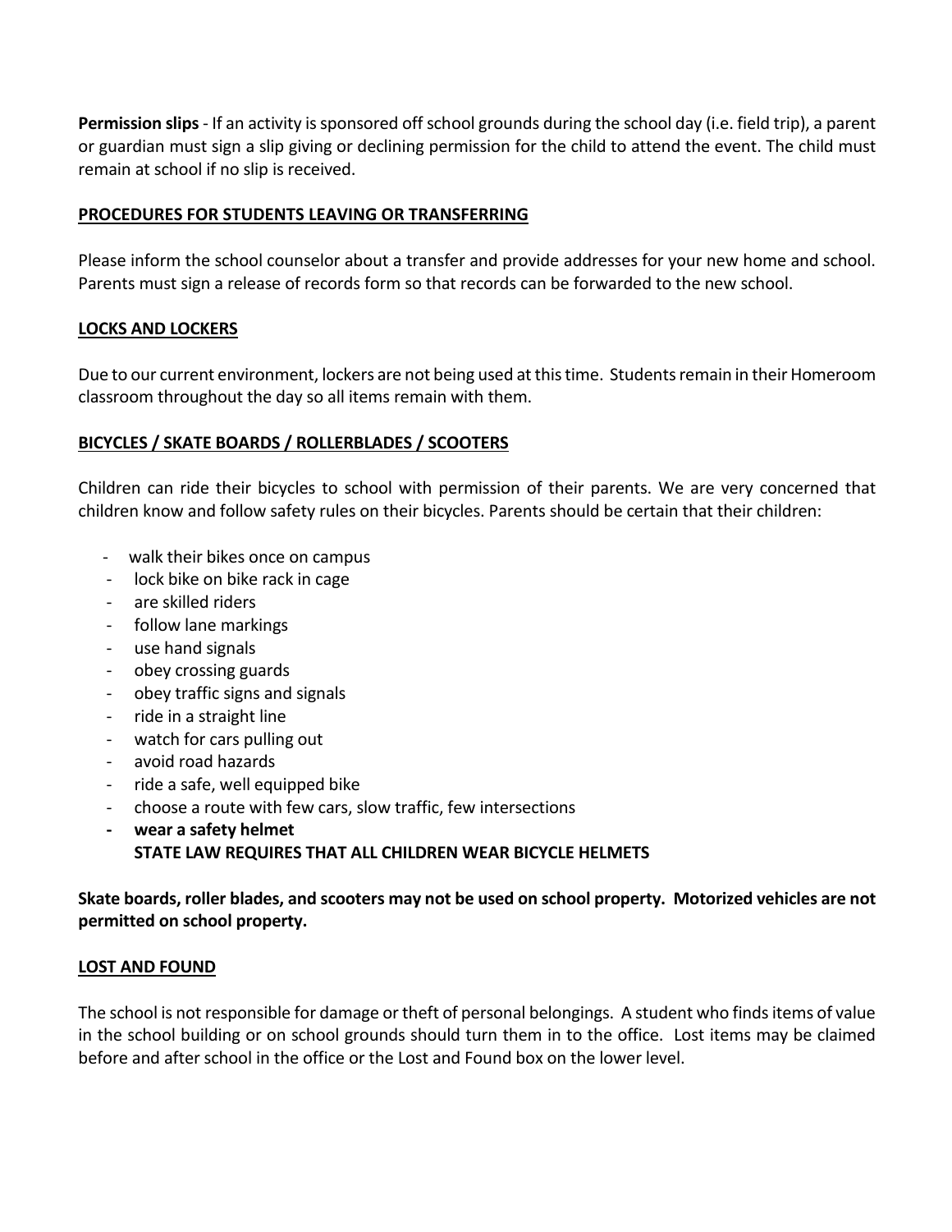**Permission slips** - If an activity is sponsored off school grounds during the school day (i.e. field trip), a parent or guardian must sign a slip giving or declining permission for the child to attend the event. The child must remain at school if no slip is received.

## PROCEDURES FOR STUDENTS LEAVING OR TRANSFERRING

Please inform the school counselor about a transfer and provide addresses for your new home and school. Parents must sign a release of records form so that records can be forwarded to the new school.

## LOCKS AND LOCKERS

Due to our current environment, lockers are not being used at this time. Students remain in their Homeroom classroom throughout the day so all items remain with them.

## BICYCLES / SKATE BOARDS / ROLLERBLADES / SCOOTERS

Children can ride their bicycles to school with permission of their parents. We are very concerned that children know and follow safety rules on their bicycles. Parents should be certain that their children:

- walk their bikes once on campus
- lock bike on bike rack in cage
- are skilled riders
- follow lane markings
- use hand signals
- obey crossing guards
- obey traffic signs and signals
- ride in a straight line
- watch for cars pulling out
- avoid road hazards
- ride a safe, well equipped bike
- choose a route with few cars, slow traffic, few intersections
- **wear a safety helmet**
  **STATE LAW REQUIRES THAT ALL CHILDREN WEAR BICYCLE HELMETS**

**Skate boards, roller blades, and scooters may not be used on school property. Motorized vehicles are not permitted on school property.**

## LOST AND FOUND

The school is not responsible for damage or theft of personal belongings. A student who finds items of value in the school building or on school grounds should turn them in to the office. Lost items may be claimed before and after school in the office or the Lost and Found box on the lower level.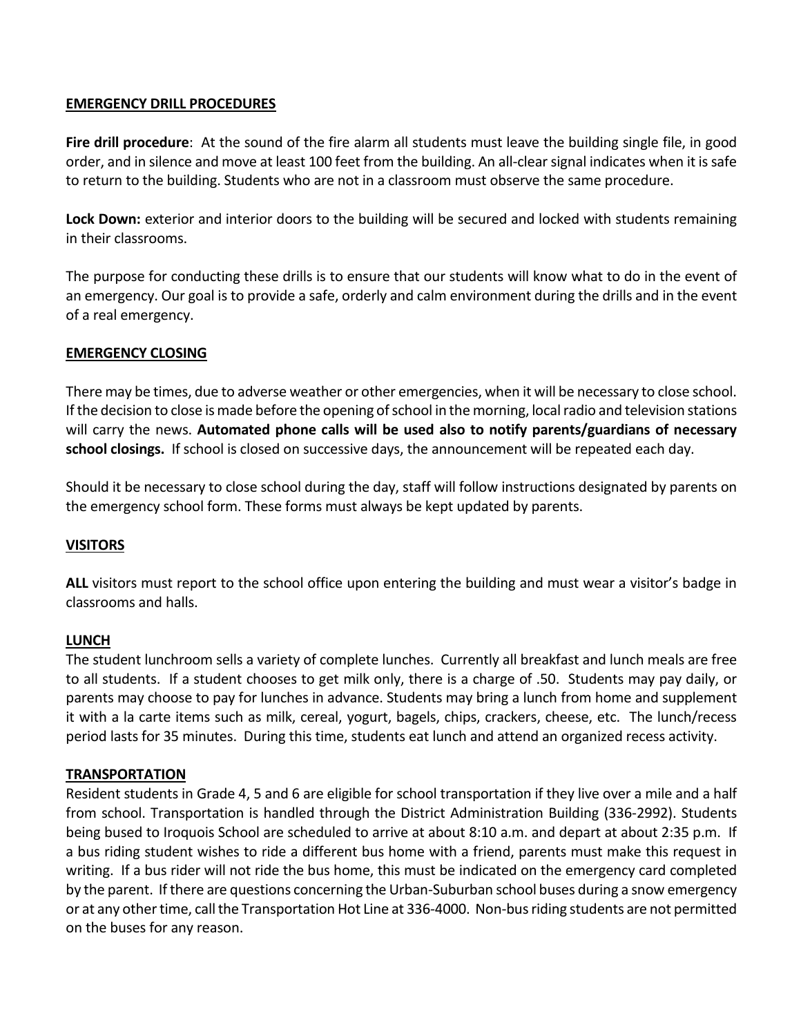## EMERGENCY DRILL PROCEDURES

**Fire drill procedure**: At the sound of the fire alarm all students must leave the building single file, in good order, and in silence and move at least 100 feet from the building. An all-clear signal indicates when it is safe to return to the building. Students who are not in a classroom must observe the same procedure.

**Lock Down:** exterior and interior doors to the building will be secured and locked with students remaining in their classrooms.

The purpose for conducting these drills is to ensure that our students will know what to do in the event of an emergency. Our goal is to provide a safe, orderly and calm environment during the drills and in the event of a real emergency.

## EMERGENCY CLOSING

There may be times, due to adverse weather or other emergencies, when it will be necessary to close school. If the decision to close is made before the opening of school in the morning, local radio and television stations will carry the news. **Automated phone calls will be used also to notify parents/guardians of necessary school closings.** If school is closed on successive days, the announcement will be repeated each day.

Should it be necessary to close school during the day, staff will follow instructions designated by parents on the emergency school form. These forms must always be kept updated by parents.

## VISITORS

**ALL** visitors must report to the school office upon entering the building and must wear a visitor's badge in classrooms and halls.

## LUNCH

The student lunchroom sells a variety of complete lunches. Currently all breakfast and lunch meals are free to all students. If a student chooses to get milk only, there is a charge of .50. Students may pay daily, or parents may choose to pay for lunches in advance. Students may bring a lunch from home and supplement it with a la carte items such as milk, cereal, yogurt, bagels, chips, crackers, cheese, etc. The lunch/recess period lasts for 35 minutes. During this time, students eat lunch and attend an organized recess activity.

## TRANSPORTATION

Resident students in Grade 4, 5 and 6 are eligible for school transportation if they live over a mile and a half from school. Transportation is handled through the District Administration Building (336-2992). Students being bused to Iroquois School are scheduled to arrive at about 8:10 a.m. and depart at about 2:35 p.m. If a bus riding student wishes to ride a different bus home with a friend, parents must make this request in writing. If a bus rider will not ride the bus home, this must be indicated on the emergency card completed by the parent. If there are questions concerning the Urban-Suburban school buses during a snow emergency or at any other time, call the Transportation Hot Line at 336-4000. Non-bus riding students are not permitted on the buses for any reason.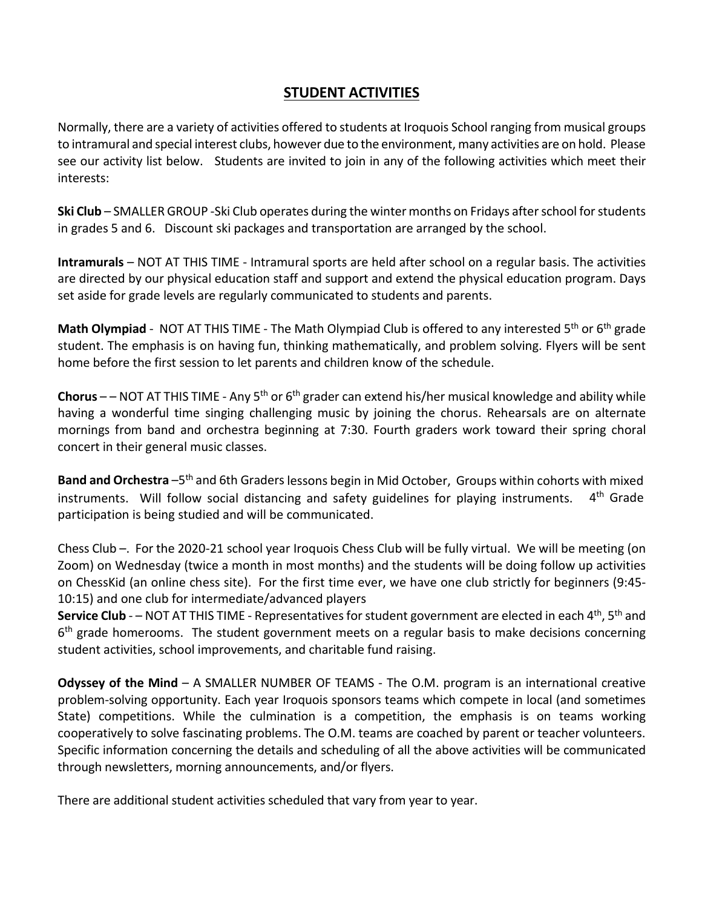## **STUDENT ACTIVITIES**

Normally, there are a variety of activities offered to students at Iroquois School ranging from musical groups to intramural and special interest clubs, however due to the environment, many activities are on hold. Please see our activity list below. Students are invited to join in any of the following activities which meet their interests:

**Ski Club** – SMALLER GROUP -Ski Club operates during the winter months on Fridays after school for students in grades 5 and 6. Discount ski packages and transportation are arranged by the school.

**Intramurals** – NOT AT THIS TIME - Intramural sports are held after school on a regular basis. The activities are directed by our physical education staff and support and extend the physical education program. Days set aside for grade levels are regularly communicated to students and parents.

**Math Olympiad** - NOT AT THIS TIME - The Math Olympiad Club is offered to any interested 5th or 6th grade student. The emphasis is on having fun, thinking mathematically, and problem solving. Flyers will be sent home before the first session to let parents and children know of the schedule.

**Chorus** – – NOT AT THIS TIME - Any 5th or 6th grader can extend his/her musical knowledge and ability while having a wonderful time singing challenging music by joining the chorus. Rehearsals are on alternate mornings from band and orchestra beginning at 7:30. Fourth graders work toward their spring choral concert in their general music classes.

**Band and Orchestra** –5th and 6th Graders lessons begin in Mid October, Groups within cohorts with mixed instruments. Will follow social distancing and safety guidelines for playing instruments. 4th Grade participation is being studied and will be communicated.

Chess Club –. For the 2020-21 school year Iroquois Chess Club will be fully virtual. We will be meeting (on Zoom) on Wednesday (twice a month in most months) and the students will be doing follow up activities on ChessKid (an online chess site). For the first time ever, we have one club strictly for beginners (9:45-10:15) and one club for intermediate/advanced players

**Service Club** - – NOT AT THIS TIME - Representatives for student government are elected in each 4th, 5th and 6th grade homerooms. The student government meets on a regular basis to make decisions concerning student activities, school improvements, and charitable fund raising.

**Odyssey of the Mind** – A SMALLER NUMBER OF TEAMS - The O.M. program is an international creative problem-solving opportunity. Each year Iroquois sponsors teams which compete in local (and sometimes State) competitions. While the culmination is a competition, the emphasis is on teams working cooperatively to solve fascinating problems. The O.M. teams are coached by parent or teacher volunteers. Specific information concerning the details and scheduling of all the above activities will be communicated through newsletters, morning announcements, and/or flyers.

There are additional student activities scheduled that vary from year to year.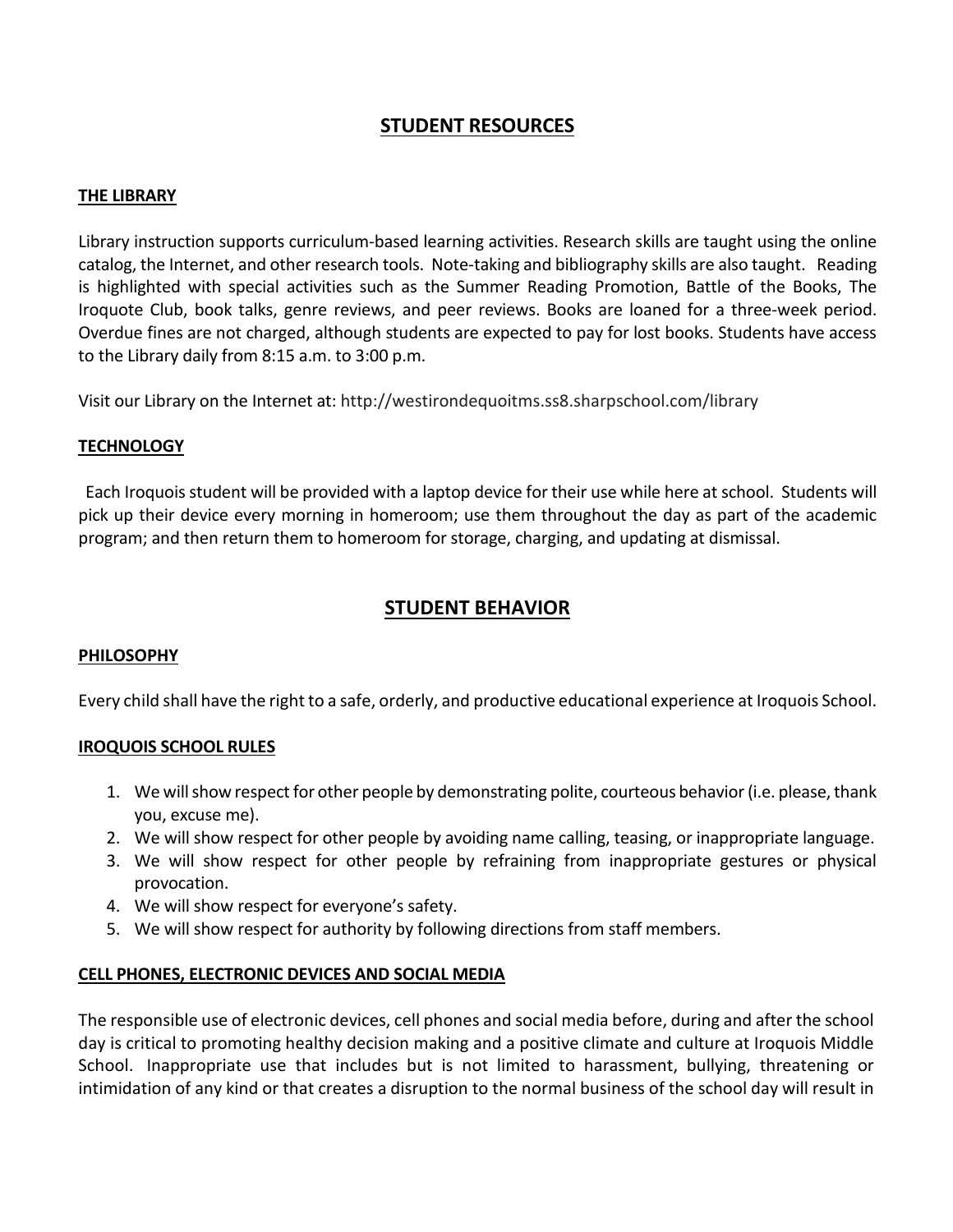## STUDENT RESOURCES

### THE LIBRARY

Library instruction supports curriculum-based learning activities. Research skills are taught using the online catalog, the Internet, and other research tools. Note-taking and bibliography skills are also taught. Reading is highlighted with special activities such as the Summer Reading Promotion, Battle of the Books, The Iroquote Club, book talks, genre reviews, and peer reviews. Books are loaned for a three-week period. Overdue fines are not charged, although students are expected to pay for lost books. Students have access to the Library daily from 8:15 a.m. to 3:00 p.m.

Visit our Library on the Internet at: http://westirondequoitms.ss8.sharpschool.com/library

### TECHNOLOGY

Each Iroquois student will be provided with a laptop device for their use while here at school. Students will pick up their device every morning in homeroom; use them throughout the day as part of the academic program; and then return them to homeroom for storage, charging, and updating at dismissal.

## STUDENT BEHAVIOR

### PHILOSOPHY

Every child shall have the right to a safe, orderly, and productive educational experience at Iroquois School.

### IROQUOIS SCHOOL RULES

1. We will show respect for other people by demonstrating polite, courteous behavior (i.e. please, thank you, excuse me).
2. We will show respect for other people by avoiding name calling, teasing, or inappropriate language.
3. We will show respect for other people by refraining from inappropriate gestures or physical provocation.
4. We will show respect for everyone's safety.
5. We will show respect for authority by following directions from staff members.

### CELL PHONES, ELECTRONIC DEVICES AND SOCIAL MEDIA

The responsible use of electronic devices, cell phones and social media before, during and after the school day is critical to promoting healthy decision making and a positive climate and culture at Iroquois Middle School. Inappropriate use that includes but is not limited to harassment, bullying, threatening or intimidation of any kind or that creates a disruption to the normal business of the school day will result in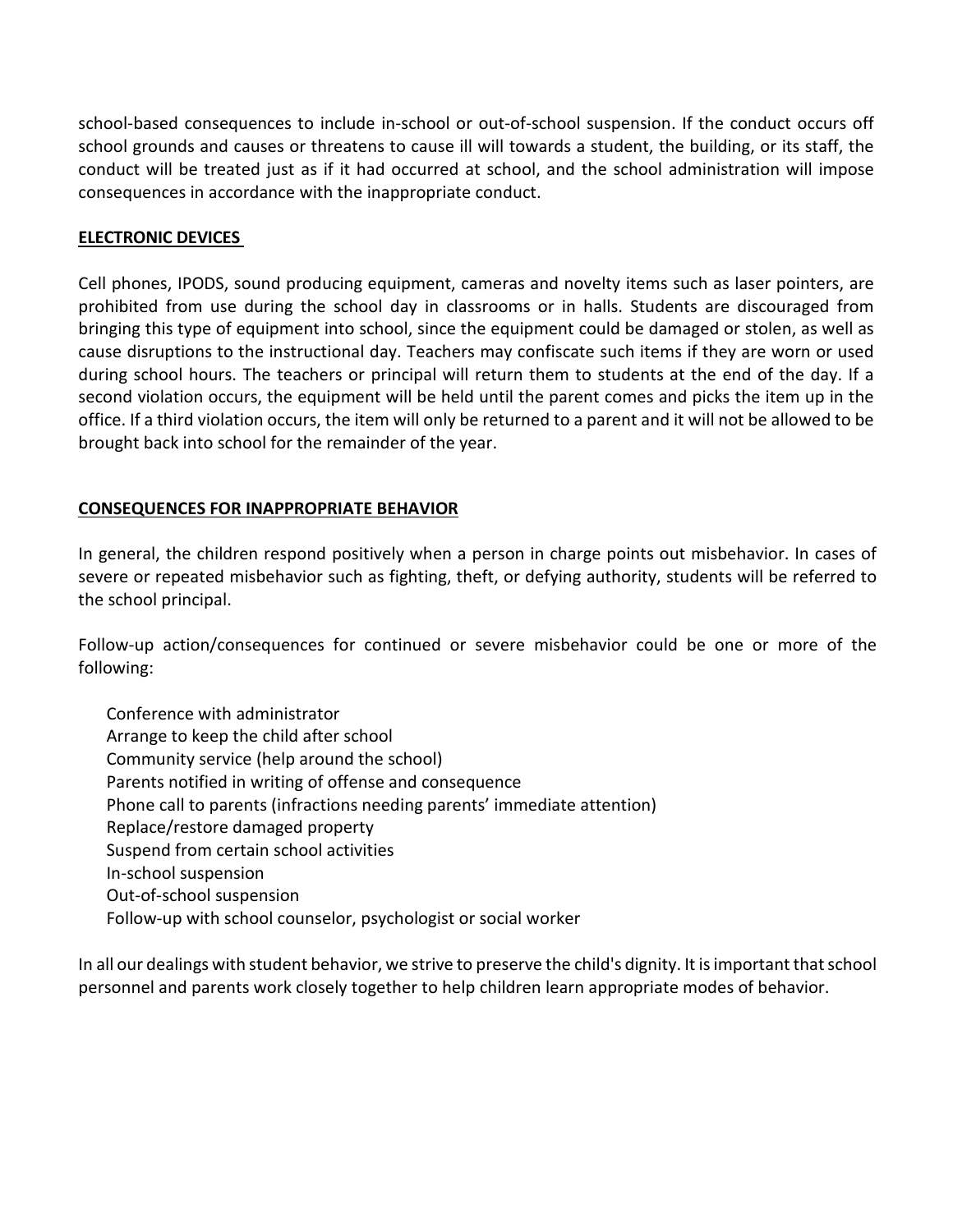school-based consequences to include in-school or out-of-school suspension. If the conduct occurs off school grounds and causes or threatens to cause ill will towards a student, the building, or its staff, the conduct will be treated just as if it had occurred at school, and the school administration will impose consequences in accordance with the inappropriate conduct.

## ELECTRONIC DEVICES

Cell phones, IPODS, sound producing equipment, cameras and novelty items such as laser pointers, are prohibited from use during the school day in classrooms or in halls. Students are discouraged from bringing this type of equipment into school, since the equipment could be damaged or stolen, as well as cause disruptions to the instructional day. Teachers may confiscate such items if they are worn or used during school hours. The teachers or principal will return them to students at the end of the day. If a second violation occurs, the equipment will be held until the parent comes and picks the item up in the office. If a third violation occurs, the item will only be returned to a parent and it will not be allowed to be brought back into school for the remainder of the year.

## CONSEQUENCES FOR INAPPROPRIATE BEHAVIOR

In general, the children respond positively when a person in charge points out misbehavior. In cases of severe or repeated misbehavior such as fighting, theft, or defying authority, students will be referred to the school principal.

Follow-up action/consequences for continued or severe misbehavior could be one or more of the following:

- Conference with administrator
- Arrange to keep the child after school
- Community service (help around the school)
- Parents notified in writing of offense and consequence
- Phone call to parents (infractions needing parents' immediate attention)
- Replace/restore damaged property
- Suspend from certain school activities
- In-school suspension
- Out-of-school suspension
- Follow-up with school counselor, psychologist or social worker

In all our dealings with student behavior, we strive to preserve the child's dignity. It is important that school personnel and parents work closely together to help children learn appropriate modes of behavior.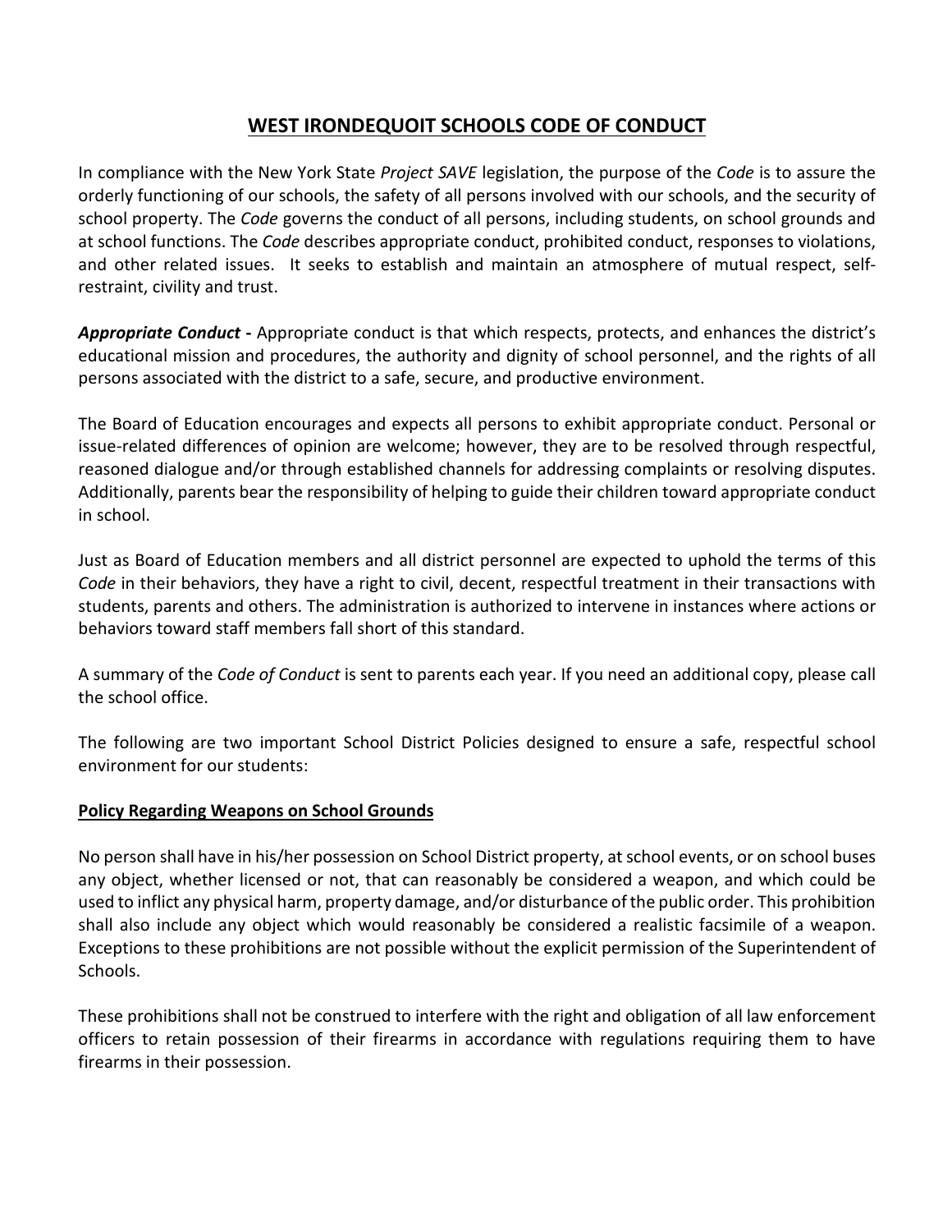# WEST IRONDEQUOIT SCHOOLS CODE OF CONDUCT

In compliance with the New York State *Project SAVE* legislation, the purpose of the *Code* is to assure the orderly functioning of our schools, the safety of all persons involved with our schools, and the security of school property. The *Code* governs the conduct of all persons, including students, on school grounds and at school functions. The *Code* describes appropriate conduct, prohibited conduct, responses to violations, and other related issues. It seeks to establish and maintain an atmosphere of mutual respect, self-restraint, civility and trust.

***Appropriate Conduct* -** Appropriate conduct is that which respects, protects, and enhances the district's educational mission and procedures, the authority and dignity of school personnel, and the rights of all persons associated with the district to a safe, secure, and productive environment.

The Board of Education encourages and expects all persons to exhibit appropriate conduct. Personal or issue-related differences of opinion are welcome; however, they are to be resolved through respectful, reasoned dialogue and/or through established channels for addressing complaints or resolving disputes. Additionally, parents bear the responsibility of helping to guide their children toward appropriate conduct in school.

Just as Board of Education members and all district personnel are expected to uphold the terms of this *Code* in their behaviors, they have a right to civil, decent, respectful treatment in their transactions with students, parents and others. The administration is authorized to intervene in instances where actions or behaviors toward staff members fall short of this standard.

A summary of the *Code of Conduct* is sent to parents each year. If you need an additional copy, please call the school office.

The following are two important School District Policies designed to ensure a safe, respectful school environment for our students:

## Policy Regarding Weapons on School Grounds

No person shall have in his/her possession on School District property, at school events, or on school buses any object, whether licensed or not, that can reasonably be considered a weapon, and which could be used to inflict any physical harm, property damage, and/or disturbance of the public order. This prohibition shall also include any object which would reasonably be considered a realistic facsimile of a weapon. Exceptions to these prohibitions are not possible without the explicit permission of the Superintendent of Schools.

These prohibitions shall not be construed to interfere with the right and obligation of all law enforcement officers to retain possession of their firearms in accordance with regulations requiring them to have firearms in their possession.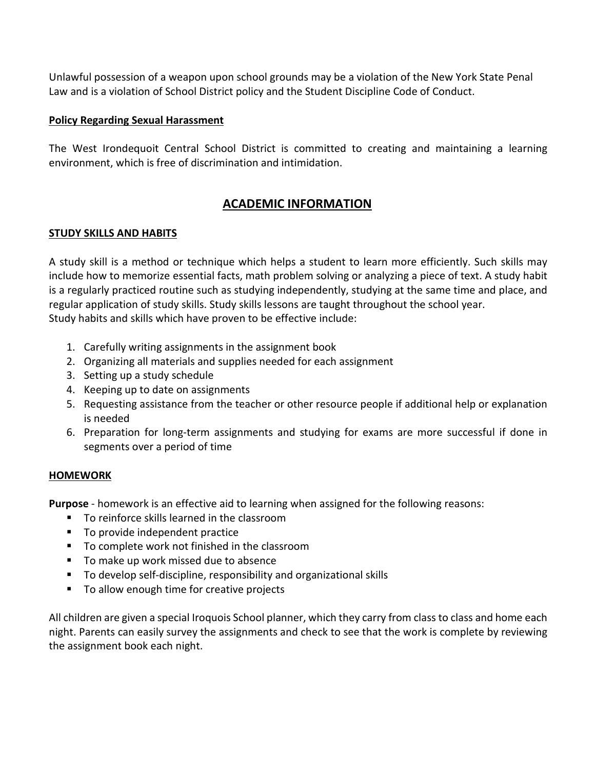Unlawful possession of a weapon upon school grounds may be a violation of the New York State Penal Law and is a violation of School District policy and the Student Discipline Code of Conduct.

**Policy Regarding Sexual Harassment**

The West Irondequoit Central School District is committed to creating and maintaining a learning environment, which is free of discrimination and intimidation.

# ACADEMIC INFORMATION

## STUDY SKILLS AND HABITS

A study skill is a method or technique which helps a student to learn more efficiently. Such skills may include how to memorize essential facts, math problem solving or analyzing a piece of text. A study habit is a regularly practiced routine such as studying independently, studying at the same time and place, and regular application of study skills. Study skills lessons are taught throughout the school year.
Study habits and skills which have proven to be effective include:

1. Carefully writing assignments in the assignment book
2. Organizing all materials and supplies needed for each assignment
3. Setting up a study schedule
4. Keeping up to date on assignments
5. Requesting assistance from the teacher or other resource people if additional help or explanation is needed
6. Preparation for long-term assignments and studying for exams are more successful if done in segments over a period of time

## HOMEWORK

**Purpose** - homework is an effective aid to learning when assigned for the following reasons:

- To reinforce skills learned in the classroom
- To provide independent practice
- To complete work not finished in the classroom
- To make up work missed due to absence
- To develop self-discipline, responsibility and organizational skills
- To allow enough time for creative projects

All children are given a special Iroquois School planner, which they carry from class to class and home each night. Parents can easily survey the assignments and check to see that the work is complete by reviewing the assignment book each night.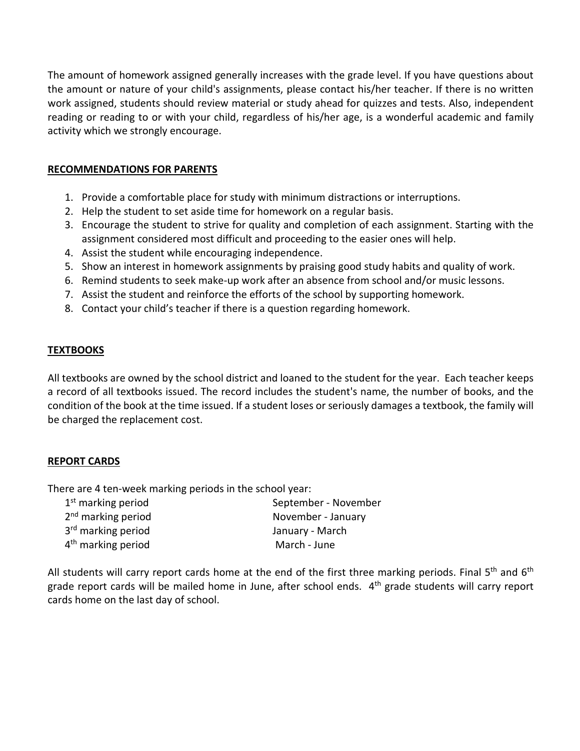The amount of homework assigned generally increases with the grade level. If you have questions about the amount or nature of your child's assignments, please contact his/her teacher. If there is no written work assigned, students should review material or study ahead for quizzes and tests. Also, independent reading or reading to or with your child, regardless of his/her age, is a wonderful academic and family activity which we strongly encourage.

## RECOMMENDATIONS FOR PARENTS

1. Provide a comfortable place for study with minimum distractions or interruptions.
2. Help the student to set aside time for homework on a regular basis.
3. Encourage the student to strive for quality and completion of each assignment. Starting with the assignment considered most difficult and proceeding to the easier ones will help.
4. Assist the student while encouraging independence.
5. Show an interest in homework assignments by praising good study habits and quality of work.
6. Remind students to seek make-up work after an absence from school and/or music lessons.
7. Assist the student and reinforce the efforts of the school by supporting homework.
8. Contact your child's teacher if there is a question regarding homework.

## TEXTBOOKS

All textbooks are owned by the school district and loaned to the student for the year. Each teacher keeps a record of all textbooks issued. The record includes the student's name, the number of books, and the condition of the book at the time issued. If a student loses or seriously damages a textbook, the family will be charged the replacement cost.

## REPORT CARDS

There are 4 ten-week marking periods in the school year:

| | |
|---|---|
| 1st marking period | September - November |
| 2nd marking period | November - January |
| 3rd marking period | January - March |
| 4th marking period | March - June |

All students will carry report cards home at the end of the first three marking periods. Final 5th and 6th grade report cards will be mailed home in June, after school ends. 4th grade students will carry report cards home on the last day of school.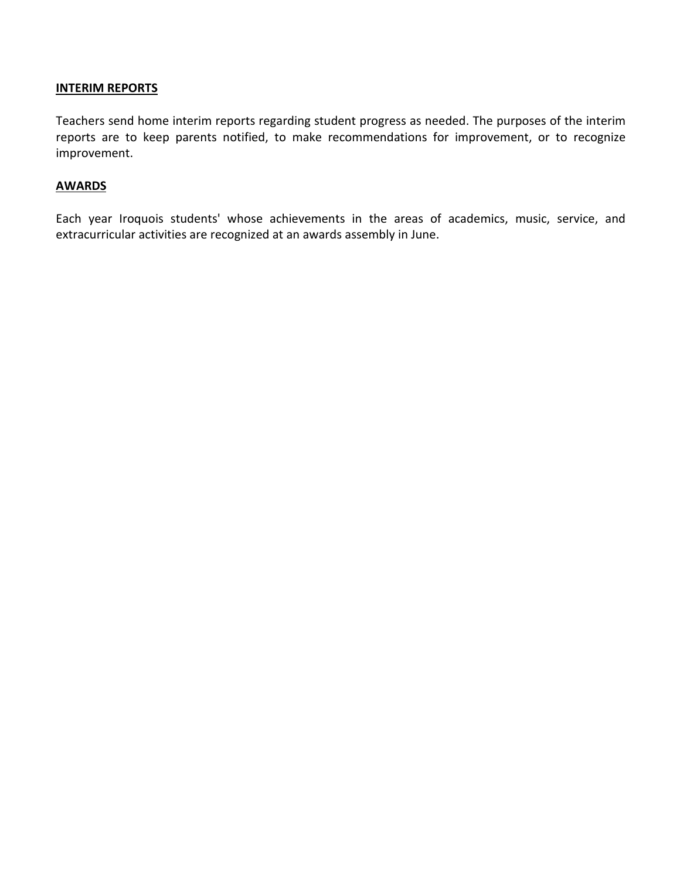**INTERIM REPORTS**

Teachers send home interim reports regarding student progress as needed. The purposes of the interim reports are to keep parents notified, to make recommendations for improvement, or to recognize improvement.

**AWARDS**

Each year Iroquois students' whose achievements in the areas of academics, music, service, and extracurricular activities are recognized at an awards assembly in June.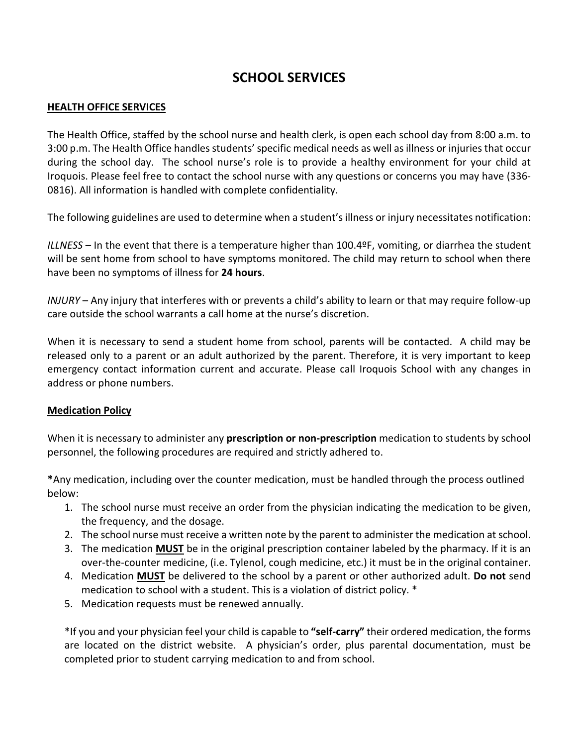# SCHOOL SERVICES

## HEALTH OFFICE SERVICES

The Health Office, staffed by the school nurse and health clerk, is open each school day from 8:00 a.m. to 3:00 p.m. The Health Office handles students' specific medical needs as well as illness or injuries that occur during the school day. The school nurse's role is to provide a healthy environment for your child at Iroquois. Please feel free to contact the school nurse with any questions or concerns you may have (336-0816). All information is handled with complete confidentiality.

The following guidelines are used to determine when a student's illness or injury necessitates notification:

*ILLNESS* – In the event that there is a temperature higher than 100.4ºF, vomiting, or diarrhea the student will be sent home from school to have symptoms monitored. The child may return to school when there have been no symptoms of illness for **24 hours**.

*INJURY* – Any injury that interferes with or prevents a child's ability to learn or that may require follow-up care outside the school warrants a call home at the nurse's discretion.

When it is necessary to send a student home from school, parents will be contacted. A child may be released only to a parent or an adult authorized by the parent. Therefore, it is very important to keep emergency contact information current and accurate. Please call Iroquois School with any changes in address or phone numbers.

## Medication Policy

When it is necessary to administer any **prescription or non-prescription** medication to students by school personnel, the following procedures are required and strictly adhered to.

**\***Any medication, including over the counter medication, must be handled through the process outlined below:

1. The school nurse must receive an order from the physician indicating the medication to be given, the frequency, and the dosage.
2. The school nurse must receive a written note by the parent to administer the medication at school.
3. The medication **MUST** be in the original prescription container labeled by the pharmacy. If it is an over-the-counter medicine, (i.e. Tylenol, cough medicine, etc.) it must be in the original container.
4. Medication **MUST** be delivered to the school by a parent or other authorized adult. **Do not** send medication to school with a student. This is a violation of district policy. *
5. Medication requests must be renewed annually.

*If you and your physician feel your child is capable to **"self-carry"** their ordered medication, the forms are located on the district website. A physician's order, plus parental documentation, must be completed prior to student carrying medication to and from school.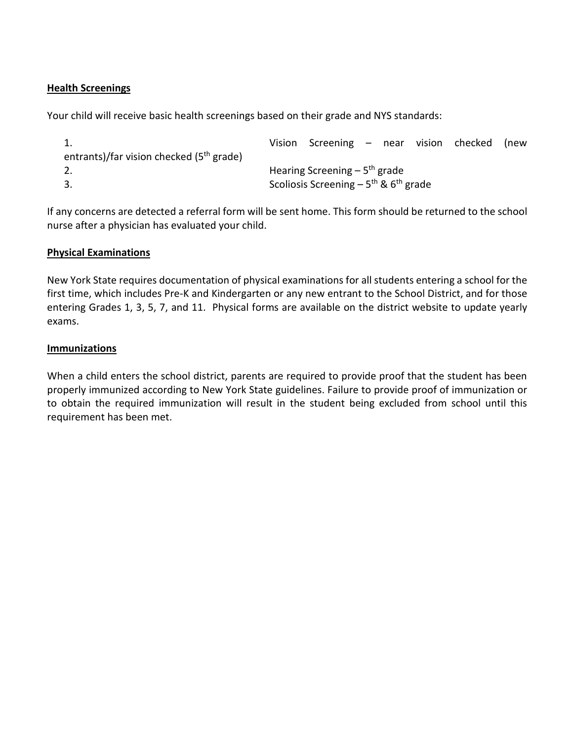**Health Screenings**

Your child will receive basic health screenings based on their grade and NYS standards:

1. Vision Screening – near vision checked (new entrants)/far vision checked (5th grade)
2. Hearing Screening – 5th grade
3. Scoliosis Screening – 5th & 6th grade

If any concerns are detected a referral form will be sent home. This form should be returned to the school nurse after a physician has evaluated your child.

**Physical Examinations**

New York State requires documentation of physical examinations for all students entering a school for the first time, which includes Pre-K and Kindergarten or any new entrant to the School District, and for those entering Grades 1, 3, 5, 7, and 11. Physical forms are available on the district website to update yearly exams.

**Immunizations**

When a child enters the school district, parents are required to provide proof that the student has been properly immunized according to New York State guidelines. Failure to provide proof of immunization or to obtain the required immunization will result in the student being excluded from school until this requirement has been met.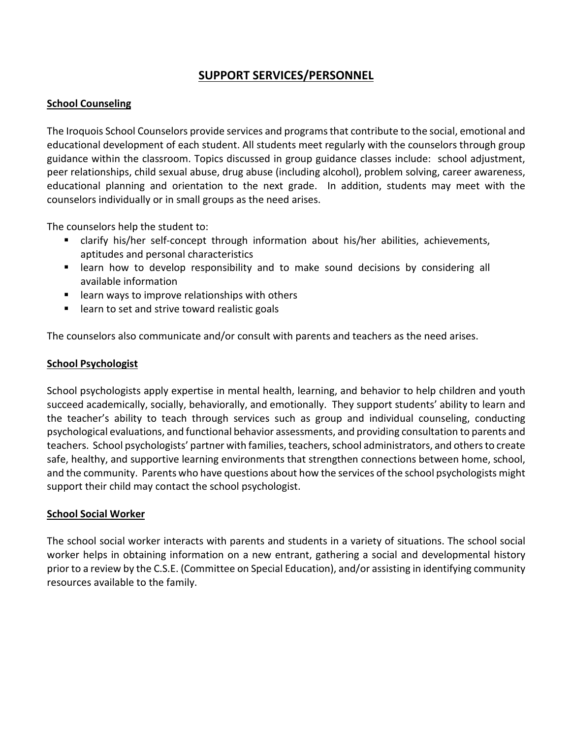# SUPPORT SERVICES/PERSONNEL

## School Counseling

The Iroquois School Counselors provide services and programs that contribute to the social, emotional and educational development of each student. All students meet regularly with the counselors through group guidance within the classroom. Topics discussed in group guidance classes include: school adjustment, peer relationships, child sexual abuse, drug abuse (including alcohol), problem solving, career awareness, educational planning and orientation to the next grade. In addition, students may meet with the counselors individually or in small groups as the need arises.

The counselors help the student to:

- clarify his/her self-concept through information about his/her abilities, achievements, aptitudes and personal characteristics
- learn how to develop responsibility and to make sound decisions by considering all available information
- learn ways to improve relationships with others
- learn to set and strive toward realistic goals

The counselors also communicate and/or consult with parents and teachers as the need arises.

## School Psychologist

School psychologists apply expertise in mental health, learning, and behavior to help children and youth succeed academically, socially, behaviorally, and emotionally. They support students' ability to learn and the teacher's ability to teach through services such as group and individual counseling, conducting psychological evaluations, and functional behavior assessments, and providing consultation to parents and teachers. School psychologists' partner with families, teachers, school administrators, and others to create safe, healthy, and supportive learning environments that strengthen connections between home, school, and the community. Parents who have questions about how the services of the school psychologists might support their child may contact the school psychologist.

## School Social Worker

The school social worker interacts with parents and students in a variety of situations. The school social worker helps in obtaining information on a new entrant, gathering a social and developmental history prior to a review by the C.S.E. (Committee on Special Education), and/or assisting in identifying community resources available to the family.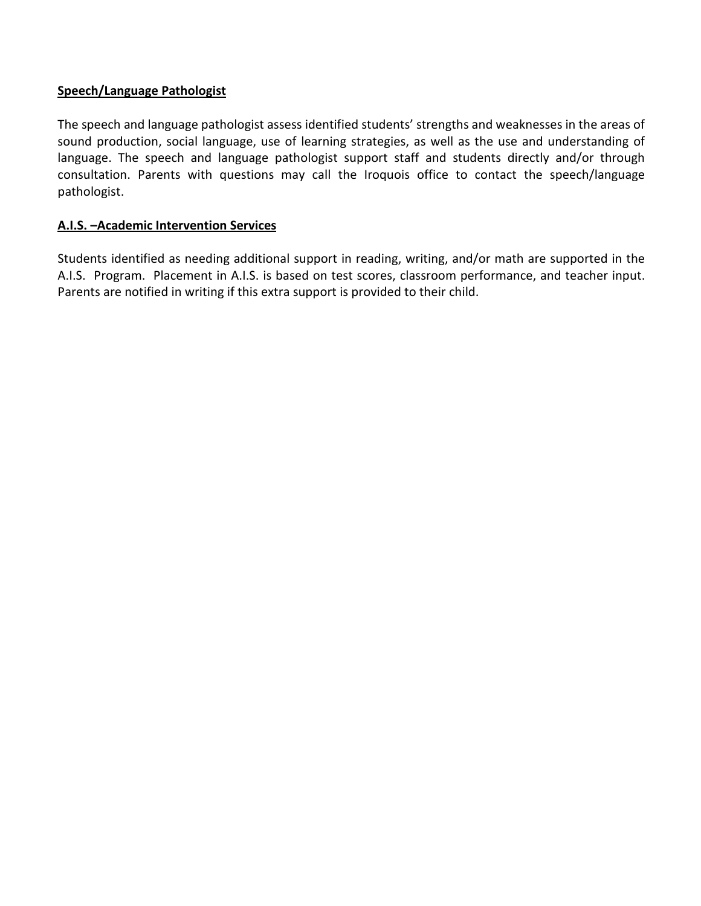**<u>Speech/Language Pathologist</u>**

The speech and language pathologist assess identified students' strengths and weaknesses in the areas of sound production, social language, use of learning strategies, as well as the use and understanding of language. The speech and language pathologist support staff and students directly and/or through consultation. Parents with questions may call the Iroquois office to contact the speech/language pathologist.

**<u>A.I.S. –Academic Intervention Services</u>**

Students identified as needing additional support in reading, writing, and/or math are supported in the A.I.S. Program. Placement in A.I.S. is based on test scores, classroom performance, and teacher input. Parents are notified in writing if this extra support is provided to their child.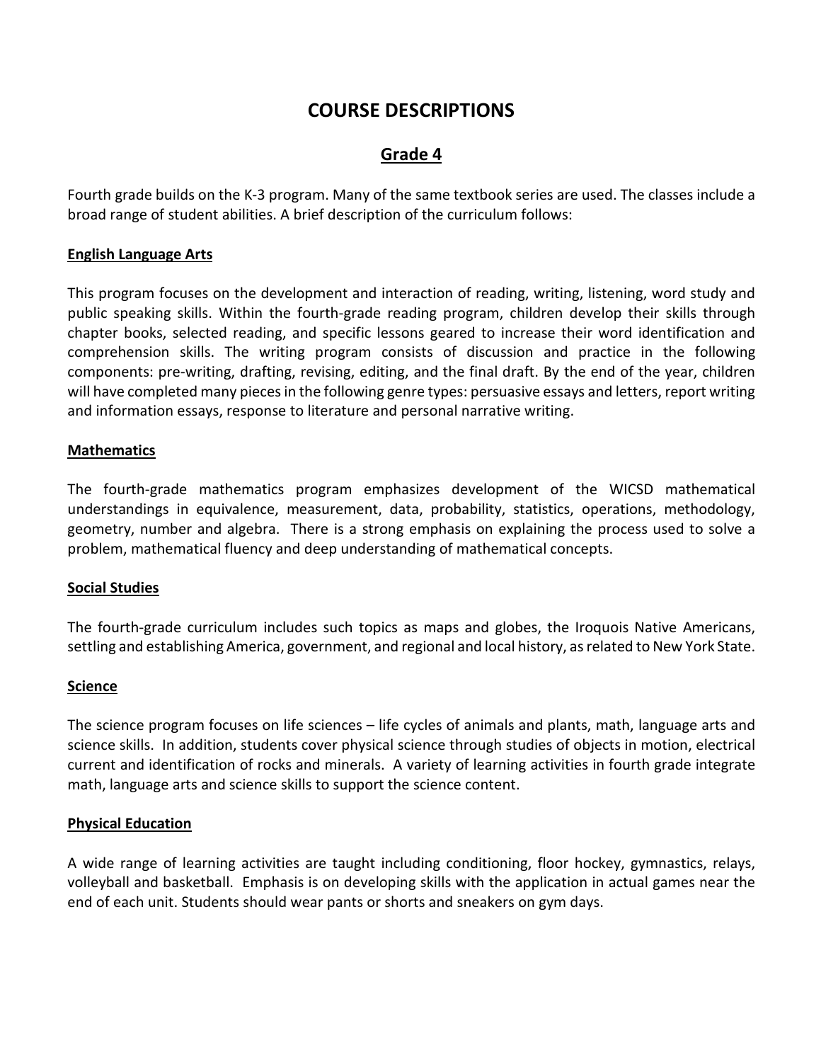# COURSE DESCRIPTIONS

## Grade 4

Fourth grade builds on the K-3 program. Many of the same textbook series are used. The classes include a broad range of student abilities. A brief description of the curriculum follows:

### English Language Arts

This program focuses on the development and interaction of reading, writing, listening, word study and public speaking skills. Within the fourth-grade reading program, children develop their skills through chapter books, selected reading, and specific lessons geared to increase their word identification and comprehension skills. The writing program consists of discussion and practice in the following components: pre-writing, drafting, revising, editing, and the final draft. By the end of the year, children will have completed many pieces in the following genre types: persuasive essays and letters, report writing and information essays, response to literature and personal narrative writing.

### Mathematics

The fourth-grade mathematics program emphasizes development of the WICSD mathematical understandings in equivalence, measurement, data, probability, statistics, operations, methodology, geometry, number and algebra. There is a strong emphasis on explaining the process used to solve a problem, mathematical fluency and deep understanding of mathematical concepts.

### Social Studies

The fourth-grade curriculum includes such topics as maps and globes, the Iroquois Native Americans, settling and establishing America, government, and regional and local history, as related to New York State.

### Science

The science program focuses on life sciences – life cycles of animals and plants, math, language arts and science skills. In addition, students cover physical science through studies of objects in motion, electrical current and identification of rocks and minerals. A variety of learning activities in fourth grade integrate math, language arts and science skills to support the science content.

### Physical Education

A wide range of learning activities are taught including conditioning, floor hockey, gymnastics, relays, volleyball and basketball. Emphasis is on developing skills with the application in actual games near the end of each unit. Students should wear pants or shorts and sneakers on gym days.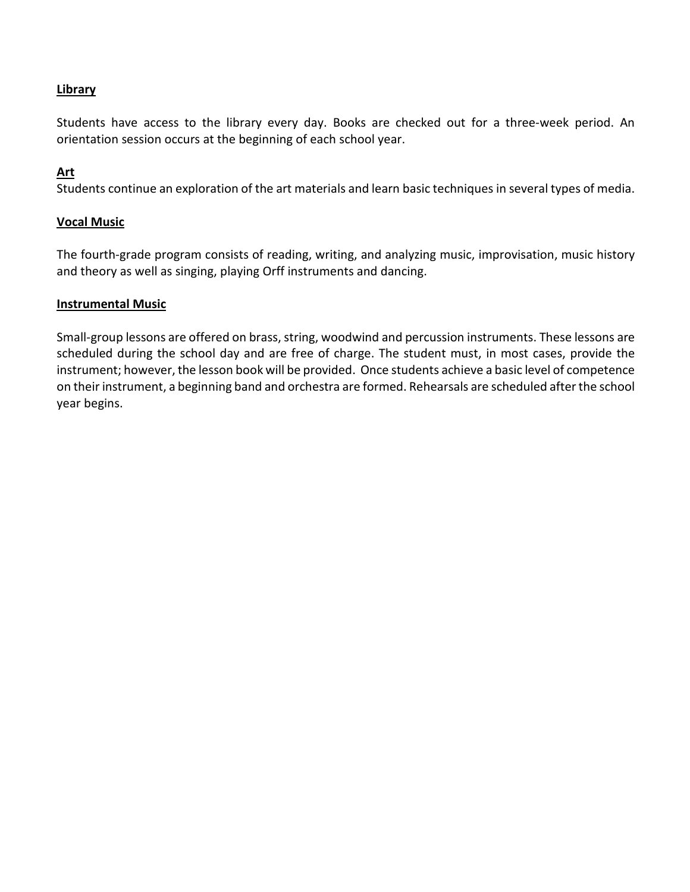## Library

Students have access to the library every day. Books are checked out for a three-week period. An orientation session occurs at the beginning of each school year.

## Art

Students continue an exploration of the art materials and learn basic techniques in several types of media.

## Vocal Music

The fourth-grade program consists of reading, writing, and analyzing music, improvisation, music history and theory as well as singing, playing Orff instruments and dancing.

## Instrumental Music

Small-group lessons are offered on brass, string, woodwind and percussion instruments. These lessons are scheduled during the school day and are free of charge. The student must, in most cases, provide the instrument; however, the lesson book will be provided. Once students achieve a basic level of competence on their instrument, a beginning band and orchestra are formed. Rehearsals are scheduled after the school year begins.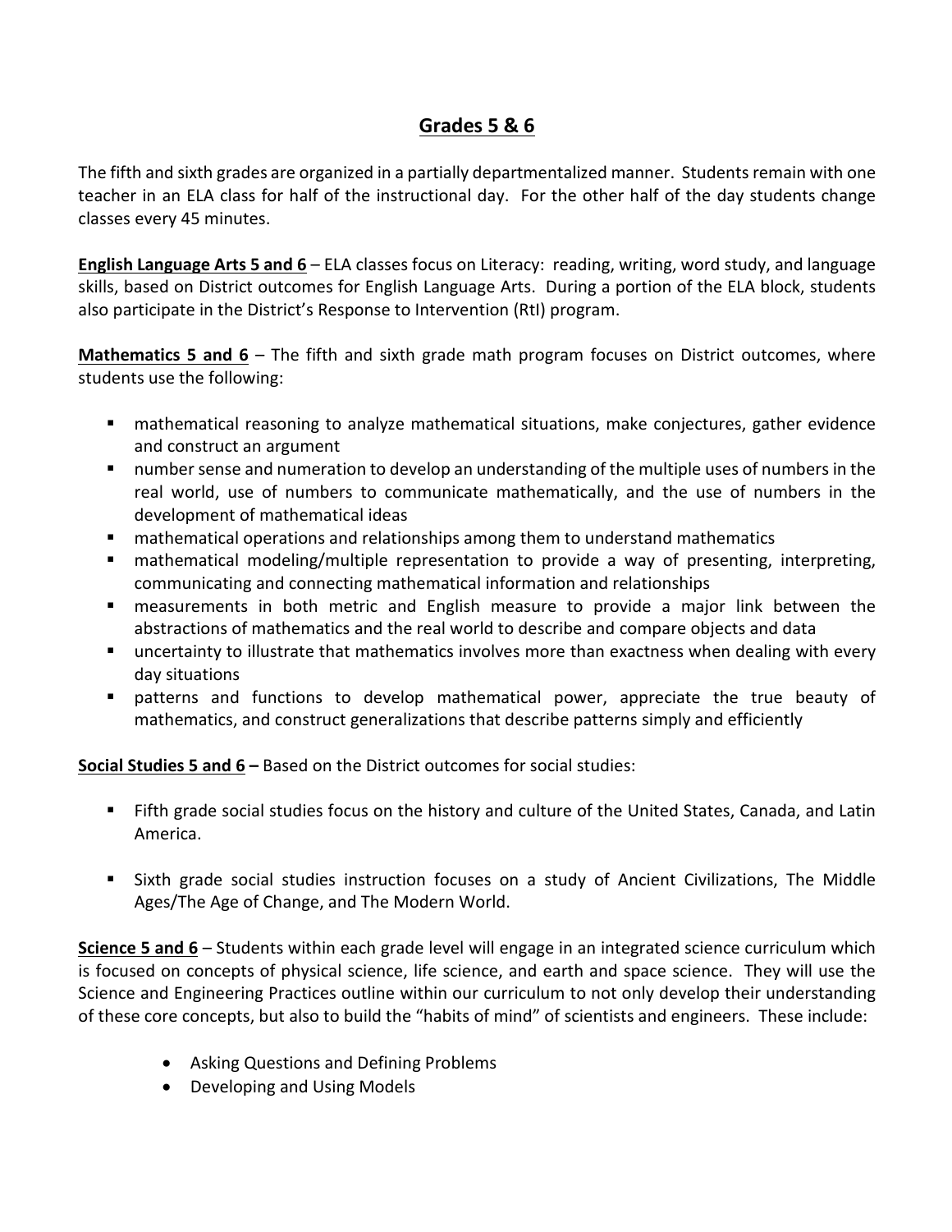## Grades 5 & 6

The fifth and sixth grades are organized in a partially departmentalized manner. Students remain with one teacher in an ELA class for half of the instructional day. For the other half of the day students change classes every 45 minutes.

**English Language Arts 5 and 6** – ELA classes focus on Literacy: reading, writing, word study, and language skills, based on District outcomes for English Language Arts. During a portion of the ELA block, students also participate in the District's Response to Intervention (RtI) program.

**Mathematics 5 and 6** – The fifth and sixth grade math program focuses on District outcomes, where students use the following:

- mathematical reasoning to analyze mathematical situations, make conjectures, gather evidence and construct an argument
- number sense and numeration to develop an understanding of the multiple uses of numbers in the real world, use of numbers to communicate mathematically, and the use of numbers in the development of mathematical ideas
- mathematical operations and relationships among them to understand mathematics
- mathematical modeling/multiple representation to provide a way of presenting, interpreting, communicating and connecting mathematical information and relationships
- measurements in both metric and English measure to provide a major link between the abstractions of mathematics and the real world to describe and compare objects and data
- uncertainty to illustrate that mathematics involves more than exactness when dealing with every day situations
- patterns and functions to develop mathematical power, appreciate the true beauty of mathematics, and construct generalizations that describe patterns simply and efficiently

**Social Studies 5 and 6 –** Based on the District outcomes for social studies:

- Fifth grade social studies focus on the history and culture of the United States, Canada, and Latin America.
- Sixth grade social studies instruction focuses on a study of Ancient Civilizations, The Middle Ages/The Age of Change, and The Modern World.

**Science 5 and 6** – Students within each grade level will engage in an integrated science curriculum which is focused on concepts of physical science, life science, and earth and space science. They will use the Science and Engineering Practices outline within our curriculum to not only develop their understanding of these core concepts, but also to build the "habits of mind" of scientists and engineers. These include:

- Asking Questions and Defining Problems
- Developing and Using Models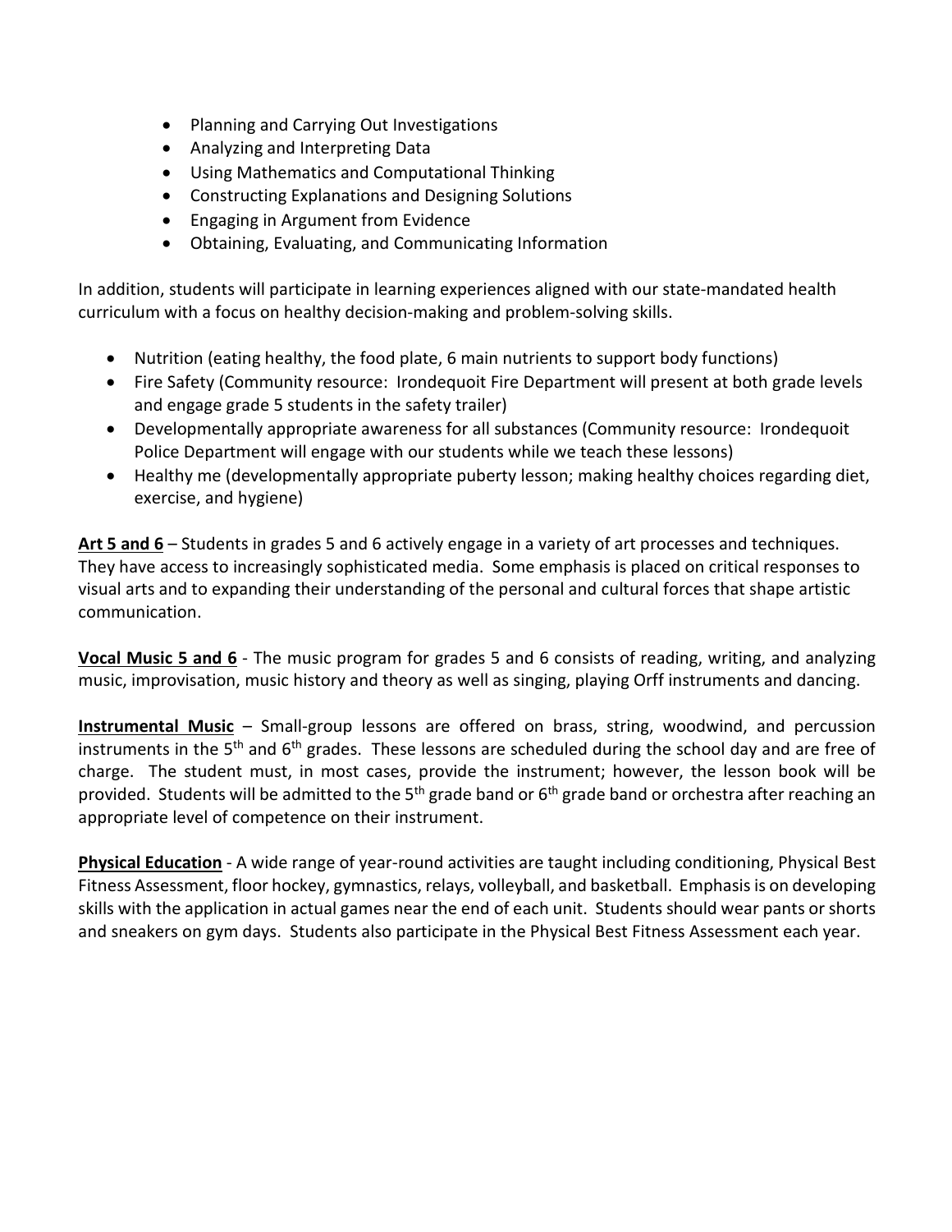- Planning and Carrying Out Investigations
- Analyzing and Interpreting Data
- Using Mathematics and Computational Thinking
- Constructing Explanations and Designing Solutions
- Engaging in Argument from Evidence
- Obtaining, Evaluating, and Communicating Information

In addition, students will participate in learning experiences aligned with our state-mandated health curriculum with a focus on healthy decision-making and problem-solving skills.

- Nutrition (eating healthy, the food plate, 6 main nutrients to support body functions)
- Fire Safety (Community resource: Irondequoit Fire Department will present at both grade levels and engage grade 5 students in the safety trailer)
- Developmentally appropriate awareness for all substances (Community resource: Irondequoit Police Department will engage with our students while we teach these lessons)
- Healthy me (developmentally appropriate puberty lesson; making healthy choices regarding diet, exercise, and hygiene)

**Art 5 and 6** – Students in grades 5 and 6 actively engage in a variety of art processes and techniques. They have access to increasingly sophisticated media. Some emphasis is placed on critical responses to visual arts and to expanding their understanding of the personal and cultural forces that shape artistic communication.

**Vocal Music 5 and 6** - The music program for grades 5 and 6 consists of reading, writing, and analyzing music, improvisation, music history and theory as well as singing, playing Orff instruments and dancing.

**Instrumental Music** – Small-group lessons are offered on brass, string, woodwind, and percussion instruments in the 5th and 6th grades. These lessons are scheduled during the school day and are free of charge. The student must, in most cases, provide the instrument; however, the lesson book will be provided. Students will be admitted to the 5th grade band or 6th grade band or orchestra after reaching an appropriate level of competence on their instrument.

**Physical Education** - A wide range of year-round activities are taught including conditioning, Physical Best Fitness Assessment, floor hockey, gymnastics, relays, volleyball, and basketball. Emphasis is on developing skills with the application in actual games near the end of each unit. Students should wear pants or shorts and sneakers on gym days. Students also participate in the Physical Best Fitness Assessment each year.